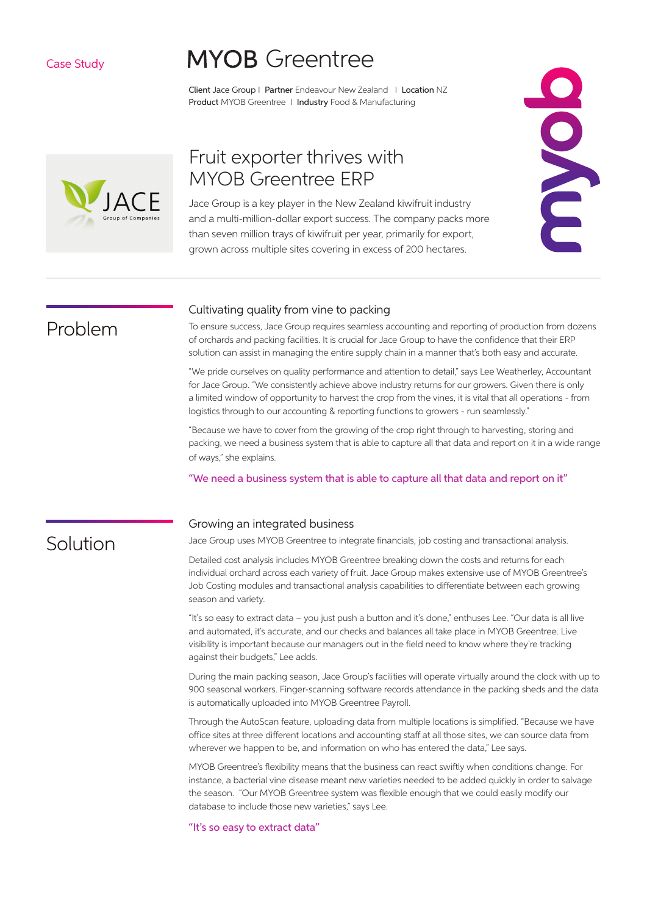Case Study

# MYOB Greentree

**Client** Jace Group | **Partner** Endeavour New Zealand | **Location** NZ
**Product** MYOB Greentree | **Industry** Food & Manufacturing

## Fruit exporter thrives with MYOB Greentree ERP

Jace Group is a key player in the New Zealand kiwifruit industry and a multi-million-dollar export success. The company packs more than seven million trays of kiwifruit per year, primarily for export, grown across multiple sites covering in excess of 200 hectares.

## Problem

### Cultivating quality from vine to packing

To ensure success, Jace Group requires seamless accounting and reporting of production from dozens of orchards and packing facilities. It is crucial for Jace Group to have the confidence that their ERP solution can assist in managing the entire supply chain in a manner that's both easy and accurate.

"We pride ourselves on quality performance and attention to detail," says Lee Weatherley, Accountant for Jace Group. "We consistently achieve above industry returns for our growers. Given there is only a limited window of opportunity to harvest the crop from the vines, it is vital that all operations - from logistics through to our accounting & reporting functions to growers - run seamlessly."

"Because we have to cover from the growing of the crop right through to harvesting, storing and packing, we need a business system that is able to capture all that data and report on it in a wide range of ways," she explains.

"We need a business system that is able to capture all that data and report on it"

## Solution

### Growing an integrated business

Jace Group uses MYOB Greentree to integrate financials, job costing and transactional analysis.

Detailed cost analysis includes MYOB Greentree breaking down the costs and returns for each individual orchard across each variety of fruit. Jace Group makes extensive use of MYOB Greentree's Job Costing modules and transactional analysis capabilities to differentiate between each growing season and variety.

"It's so easy to extract data – you just push a button and it's done," enthuses Lee. "Our data is all live and automated, it's accurate, and our checks and balances all take place in MYOB Greentree. Live visibility is important because our managers out in the field need to know where they're tracking against their budgets," Lee adds.

During the main packing season, Jace Group's facilities will operate virtually around the clock with up to 900 seasonal workers. Finger-scanning software records attendance in the packing sheds and the data is automatically uploaded into MYOB Greentree Payroll.

Through the AutoScan feature, uploading data from multiple locations is simplified. "Because we have office sites at three different locations and accounting staff at all those sites, we can source data from wherever we happen to be, and information on who has entered the data," Lee says.

MYOB Greentree's flexibility means that the business can react swiftly when conditions change. For instance, a bacterial vine disease meant new varieties needed to be added quickly in order to salvage the season. "Our MYOB Greentree system was flexible enough that we could easily modify our database to include those new varieties," says Lee.

"It's so easy to extract data"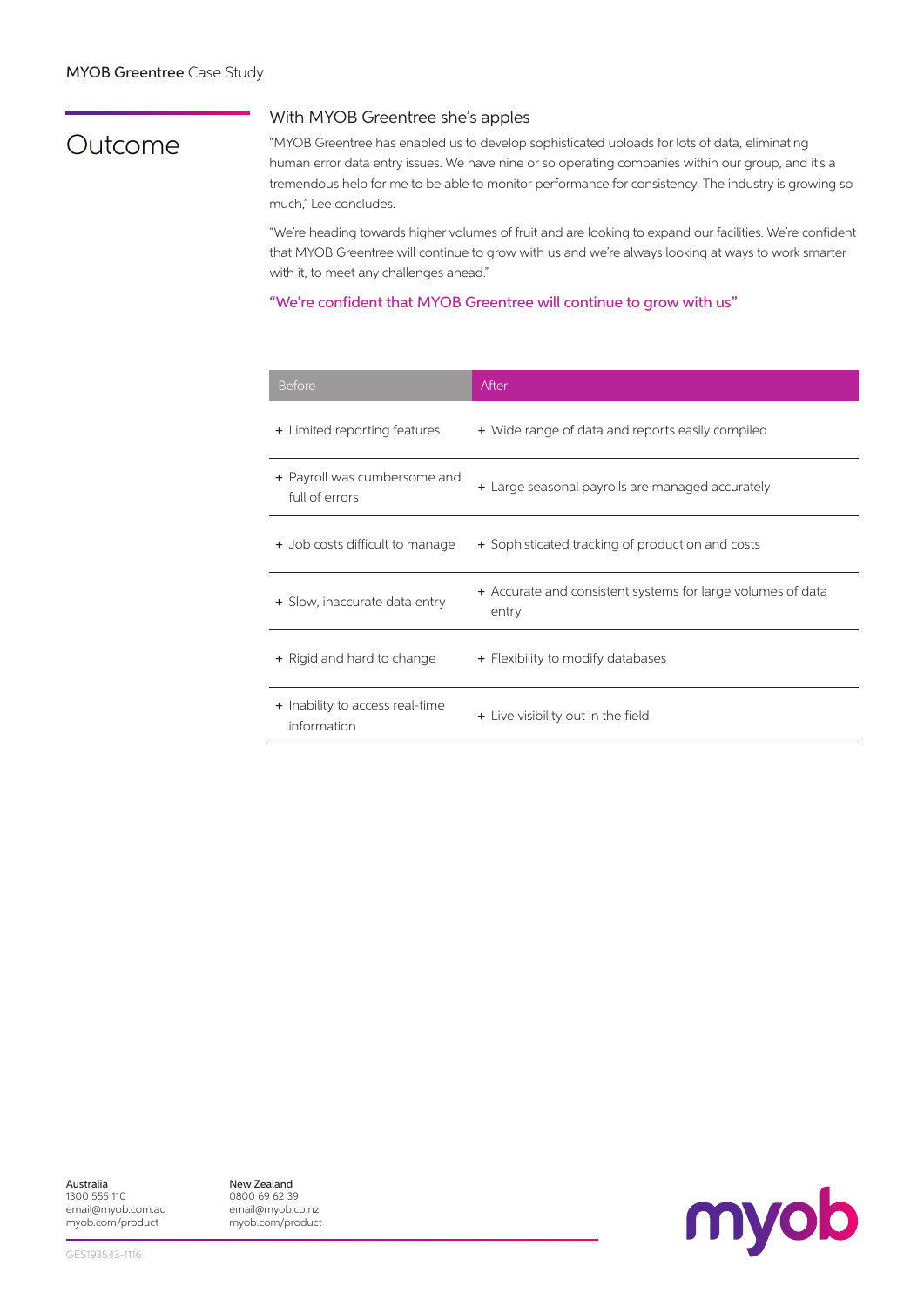# Outcome

## With MYOB Greentree she's apples

"MYOB Greentree has enabled us to develop sophisticated uploads for lots of data, eliminating human error data entry issues. We have nine or so operating companies within our group, and it's a tremendous help for me to be able to monitor performance for consistency. The industry is growing so much," Lee concludes.

"We're heading towards higher volumes of fruit and are looking to expand our facilities. We're confident that MYOB Greentree will continue to grow with us and we're always looking at ways to work smarter with it, to meet any challenges ahead."

"We're confident that MYOB Greentree will continue to grow with us"

| Before | After |
|---|---|
| + Limited reporting features | + Wide range of data and reports easily compiled |
| + Payroll was cumbersome and full of errors | + Large seasonal payrolls are managed accurately |
| + Job costs difficult to manage | + Sophisticated tracking of production and costs |
| + Slow, inaccurate data entry | + Accurate and consistent systems for large volumes of data entry |
| + Rigid and hard to change | + Flexibility to modify databases |
| + Inability to access real-time information | + Live visibility out in the field |

**Australia**
1300 555 110
email@myob.com.au
myob.com/product

**New Zealand**
0800 69 62 39
email@myob.co.nz
myob.com/product

myob

GES193543-1116